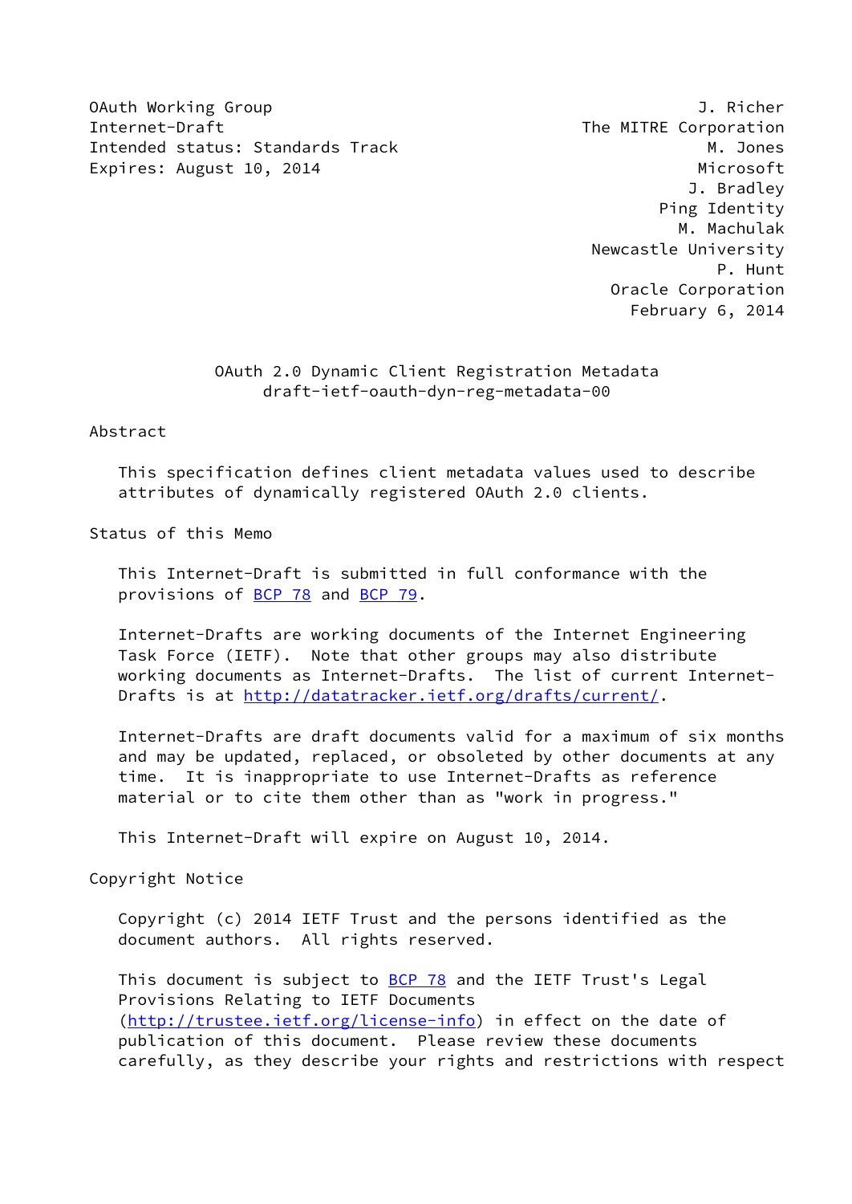OAuth Working Group J. Richer
Internet-Draft The MITRE Corporation
Intended status: Standards Track M. Jones
Expires: August 10, 2014 Microsoft
J. Bradley
Ping Identity
M. Machulak
Newcastle University
P. Hunt
Oracle Corporation
February 6, 2014

# OAuth 2.0 Dynamic Client Registration Metadata
draft-ietf-oauth-dyn-reg-metadata-00

## Abstract

This specification defines client metadata values used to describe attributes of dynamically registered OAuth 2.0 clients.

## Status of this Memo

This Internet-Draft is submitted in full conformance with the provisions of BCP 78 and BCP 79.

Internet-Drafts are working documents of the Internet Engineering Task Force (IETF). Note that other groups may also distribute working documents as Internet-Drafts. The list of current Internet-Drafts is at http://datatracker.ietf.org/drafts/current/.

Internet-Drafts are draft documents valid for a maximum of six months and may be updated, replaced, or obsoleted by other documents at any time. It is inappropriate to use Internet-Drafts as reference material or to cite them other than as "work in progress."

This Internet-Draft will expire on August 10, 2014.

## Copyright Notice

Copyright (c) 2014 IETF Trust and the persons identified as the document authors. All rights reserved.

This document is subject to BCP 78 and the IETF Trust's Legal Provisions Relating to IETF Documents (http://trustee.ietf.org/license-info) in effect on the date of publication of this document. Please review these documents carefully, as they describe your rights and restrictions with respect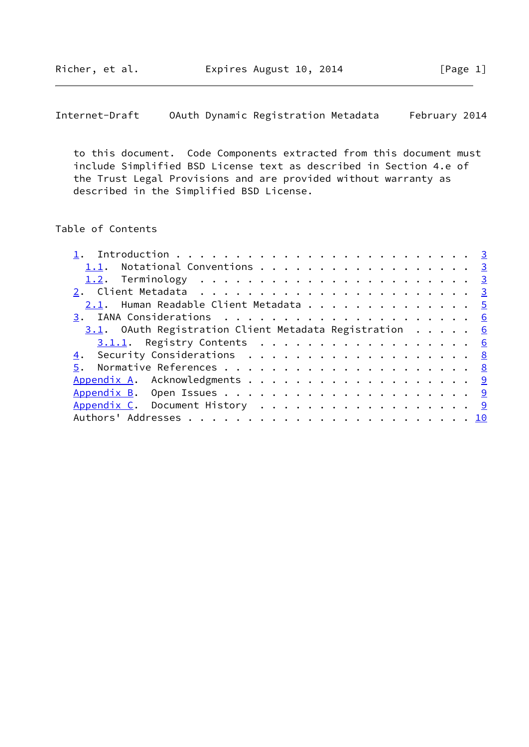to this document. Code Components extracted from this document must include Simplified BSD License text as described in Section 4.e of the Trust Legal Provisions and are provided without warranty as described in the Simplified BSD License.

## Table of Contents

```
   1.  Introduction . . . . . . . . . . . . . . . . . . . . . . . .   3
     1.1.  Notational Conventions . . . . . . . . . . . . . . . . .   3
     1.2.  Terminology  . . . . . . . . . . . . . . . . . . . . . .   3
   2.  Client Metadata  . . . . . . . . . . . . . . . . . . . . . .   3
     2.1.  Human Readable Client Metadata . . . . . . . . . . . . .   5
   3.  IANA Considerations  . . . . . . . . . . . . . . . . . . . .   6
     3.1.  OAuth Registration Client Metadata Registration . . . . .   6
       3.1.1.  Registry Contents  . . . . . . . . . . . . . . . . .   6
   4.  Security Considerations  . . . . . . . . . . . . . . . . . .   8
   5.  Normative References . . . . . . . . . . . . . . . . . . . .   8
   Appendix A.  Acknowledgments . . . . . . . . . . . . . . . . . .   9
   Appendix B.  Open Issues . . . . . . . . . . . . . . . . . . . .   9
   Appendix C.  Document History  . . . . . . . . . . . . . . . . .   9
   Authors' Addresses . . . . . . . . . . . . . . . . . . . . . . .  10
```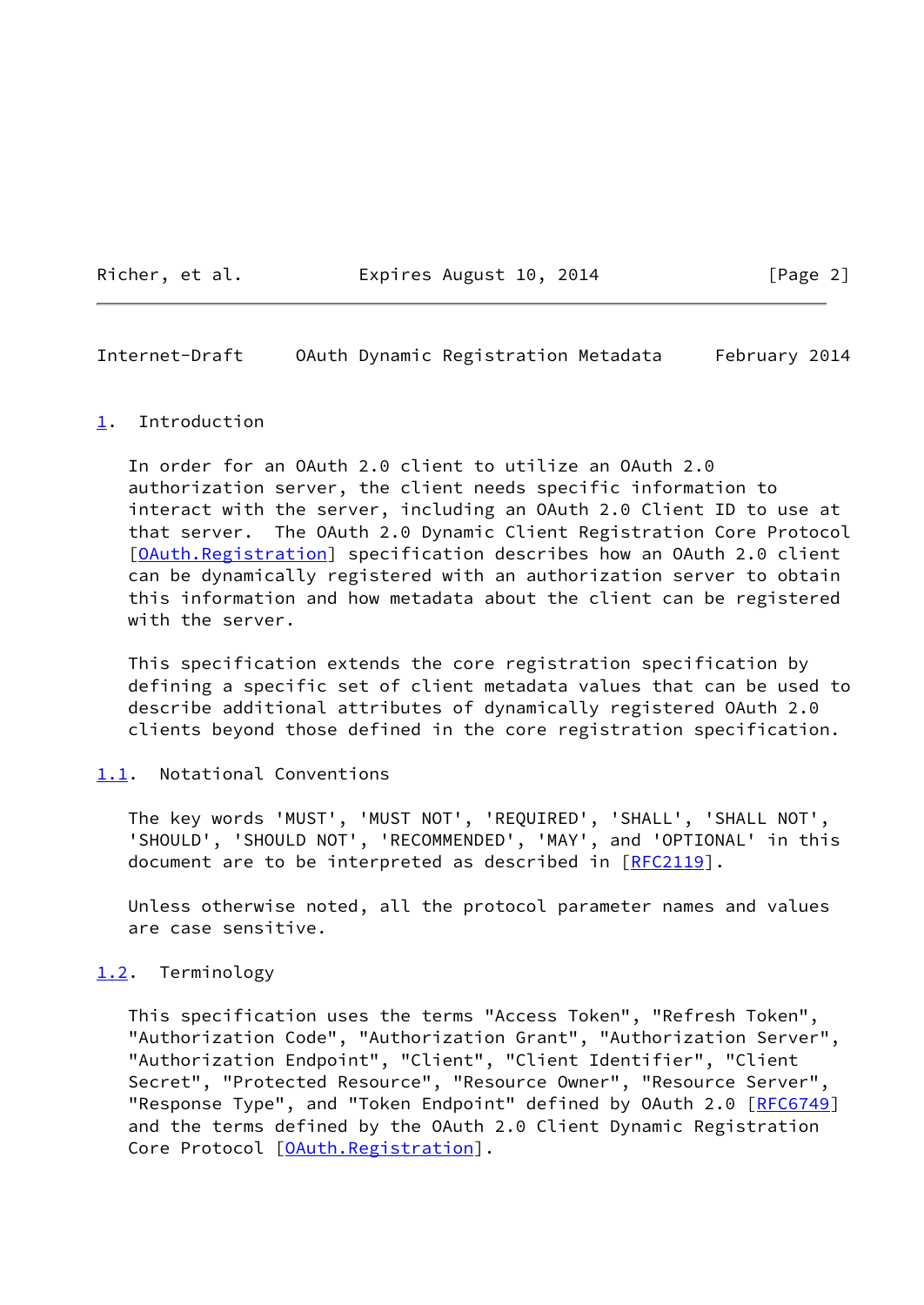## 1. Introduction

In order for an OAuth 2.0 client to utilize an OAuth 2.0 authorization server, the client needs specific information to interact with the server, including an OAuth 2.0 Client ID to use at that server. The OAuth 2.0 Dynamic Client Registration Core Protocol [OAuth.Registration] specification describes how an OAuth 2.0 client can be dynamically registered with an authorization server to obtain this information and how metadata about the client can be registered with the server.

This specification extends the core registration specification by defining a specific set of client metadata values that can be used to describe additional attributes of dynamically registered OAuth 2.0 clients beyond those defined in the core registration specification.

### 1.1. Notational Conventions

The key words 'MUST', 'MUST NOT', 'REQUIRED', 'SHALL', 'SHALL NOT', 'SHOULD', 'SHOULD NOT', 'RECOMMENDED', 'MAY', and 'OPTIONAL' in this document are to be interpreted as described in [RFC2119].

Unless otherwise noted, all the protocol parameter names and values are case sensitive.

### 1.2. Terminology

This specification uses the terms "Access Token", "Refresh Token", "Authorization Code", "Authorization Grant", "Authorization Server", "Authorization Endpoint", "Client", "Client Identifier", "Client Secret", "Protected Resource", "Resource Owner", "Resource Server", "Response Type", and "Token Endpoint" defined by OAuth 2.0 [RFC6749] and the terms defined by the OAuth 2.0 Client Dynamic Registration Core Protocol [OAuth.Registration].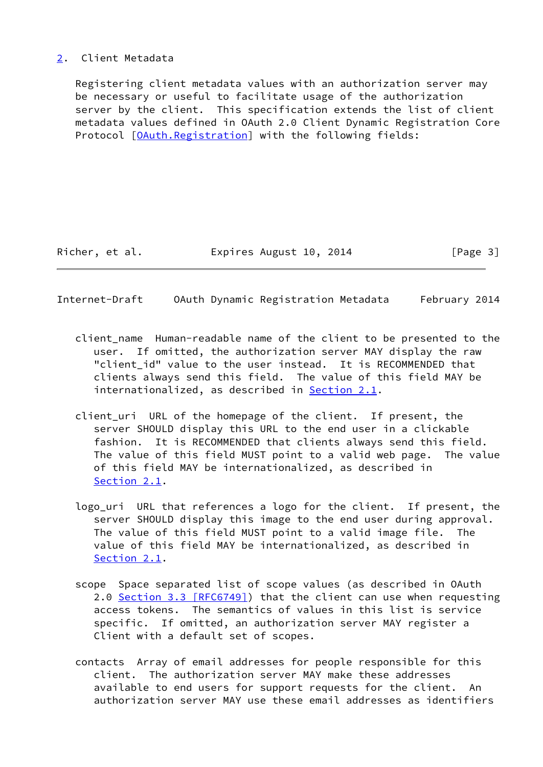## 2. Client Metadata

Registering client metadata values with an authorization server may be necessary or useful to facilitate usage of the authorization server by the client. This specification extends the list of client metadata values defined in OAuth 2.0 Client Dynamic Registration Core Protocol [OAuth.Registration] with the following fields:

client_name
: Human-readable name of the client to be presented to the user. If omitted, the authorization server MAY display the raw "client_id" value to the user instead. It is RECOMMENDED that clients always send this field. The value of this field MAY be internationalized, as described in Section 2.1.

client_uri
: URL of the homepage of the client. If present, the server SHOULD display this URL to the end user in a clickable fashion. It is RECOMMENDED that clients always send this field. The value of this field MUST point to a valid web page. The value of this field MAY be internationalized, as described in Section 2.1.

logo_uri
: URL that references a logo for the client. If present, the server SHOULD display this image to the end user during approval. The value of this field MUST point to a valid image file. The value of this field MAY be internationalized, as described in Section 2.1.

scope
: Space separated list of scope values (as described in OAuth 2.0 Section 3.3 [RFC6749]) that the client can use when requesting access tokens. The semantics of values in this list is service specific. If omitted, an authorization server MAY register a Client with a default set of scopes.

contacts
: Array of email addresses for people responsible for this client. The authorization server MAY make these addresses available to end users for support requests for the client. An authorization server MAY use these email addresses as identifiers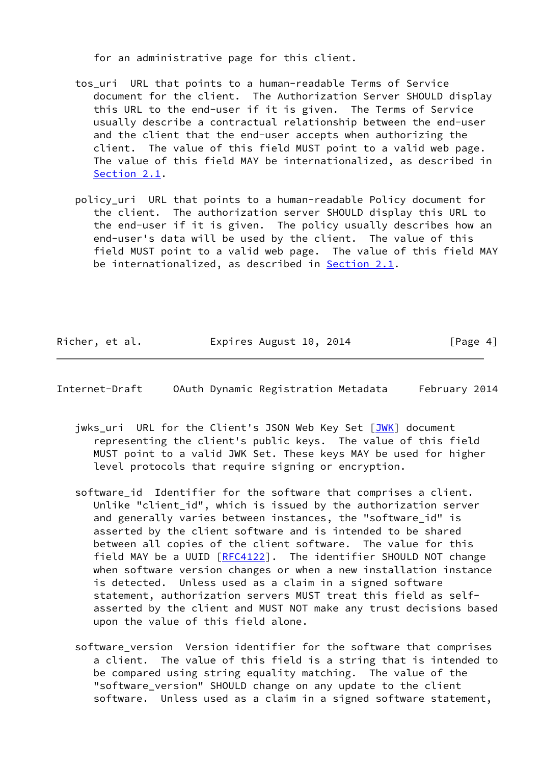for an administrative page for this client.

tos_uri  URL that points to a human-readable Terms of Service document for the client.  The Authorization Server SHOULD display this URL to the end-user if it is given.  The Terms of Service usually describe a contractual relationship between the end-user and the client that the end-user accepts when authorizing the client.  The value of this field MUST point to a valid web page. The value of this field MAY be internationalized, as described in Section 2.1.

policy_uri  URL that points to a human-readable Policy document for the client.  The authorization server SHOULD display this URL to the end-user if it is given.  The policy usually describes how an end-user's data will be used by the client.  The value of this field MUST point to a valid web page.  The value of this field MAY be internationalized, as described in Section 2.1.

jwks_uri  URL for the Client's JSON Web Key Set [JWK] document representing the client's public keys.  The value of this field MUST point to a valid JWK Set. These keys MAY be used for higher level protocols that require signing or encryption.

software_id  Identifier for the software that comprises a client. Unlike "client_id", which is issued by the authorization server and generally varies between instances, the "software_id" is asserted by the client software and is intended to be shared between all copies of the client software.  The value for this field MAY be a UUID [RFC4122].  The identifier SHOULD NOT change when software version changes or when a new installation instance is detected.  Unless used as a claim in a signed software statement, authorization servers MUST treat this field as self-asserted by the client and MUST NOT make any trust decisions based upon the value of this field alone.

software_version  Version identifier for the software that comprises a client.  The value of this field is a string that is intended to be compared using string equality matching.  The value of the "software_version" SHOULD change on any update to the client software.  Unless used as a claim in a signed software statement,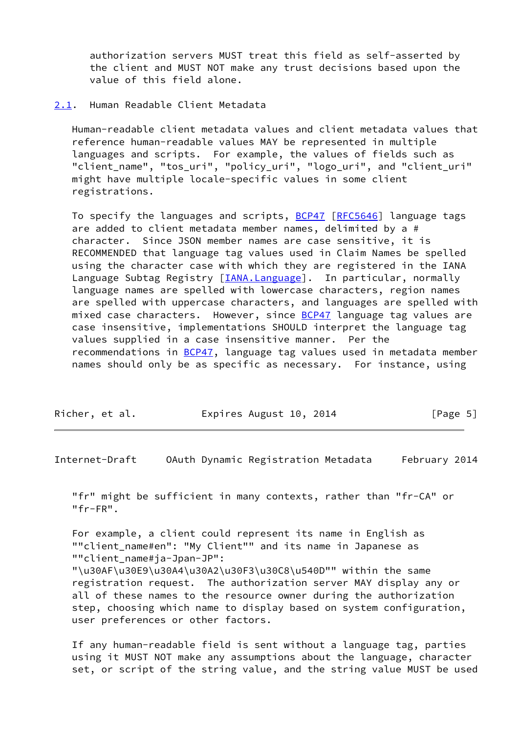authorization servers MUST treat this field as self-asserted by the client and MUST NOT make any trust decisions based upon the value of this field alone.

## 2.1. Human Readable Client Metadata

Human-readable client metadata values and client metadata values that reference human-readable values MAY be represented in multiple languages and scripts. For example, the values of fields such as "client_name", "tos_uri", "policy_uri", "logo_uri", and "client_uri" might have multiple locale-specific values in some client registrations.

To specify the languages and scripts, BCP47 [RFC5646] language tags are added to client metadata member names, delimited by a # character. Since JSON member names are case sensitive, it is RECOMMENDED that language tag values used in Claim Names be spelled using the character case with which they are registered in the IANA Language Subtag Registry [IANA.Language]. In particular, normally language names are spelled with lowercase characters, region names are spelled with uppercase characters, and languages are spelled with mixed case characters. However, since BCP47 language tag values are case insensitive, implementations SHOULD interpret the language tag values supplied in a case insensitive manner. Per the recommendations in BCP47, language tag values used in metadata member names should only be as specific as necessary. For instance, using "fr" might be sufficient in many contexts, rather than "fr-CA" or "fr-FR".

For example, a client could represent its name in English as ""client_name#en": "My Client"" and its name in Japanese as ""client_name#ja-Jpan-JP": "\u30AF\u30E9\u30A4\u30A2\u30F3\u30C8\u540D"" within the same registration request. The authorization server MAY display any or all of these names to the resource owner during the authorization step, choosing which name to display based on system configuration, user preferences or other factors.

If any human-readable field is sent without a language tag, parties using it MUST NOT make any assumptions about the language, character set, or script of the string value, and the string value MUST be used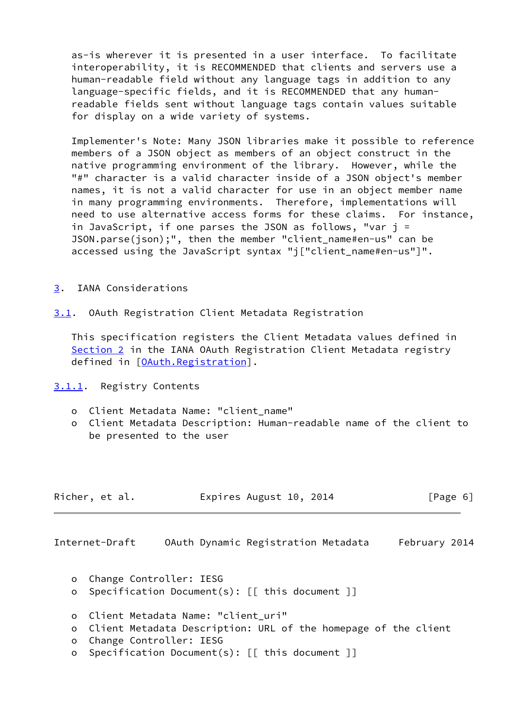as-is wherever it is presented in a user interface. To facilitate interoperability, it is RECOMMENDED that clients and servers use a human-readable field without any language tags in addition to any language-specific fields, and it is RECOMMENDED that any human-readable fields sent without language tags contain values suitable for display on a wide variety of systems.

Implementer's Note: Many JSON libraries make it possible to reference members of a JSON object as members of an object construct in the native programming environment of the library. However, while the "#" character is a valid character inside of a JSON object's member names, it is not a valid character for use in an object member name in many programming environments. Therefore, implementations will need to use alternative access forms for these claims. For instance, in JavaScript, if one parses the JSON as follows, "var j = JSON.parse(json);", then the member "client_name#en-us" can be accessed using the JavaScript syntax "j["client_name#en-us"]".

## 3. IANA Considerations

### 3.1. OAuth Registration Client Metadata Registration

This specification registers the Client Metadata values defined in Section 2 in the IANA OAuth Registration Client Metadata registry defined in [OAuth.Registration].

#### 3.1.1. Registry Contents

- Client Metadata Name: "client_name"
- Client Metadata Description: Human-readable name of the client to be presented to the user
- Change Controller: IESG
- Specification Document(s): [[ this document ]]

- Client Metadata Name: "client_uri"
- Client Metadata Description: URL of the homepage of the client
- Change Controller: IESG
- Specification Document(s): [[ this document ]]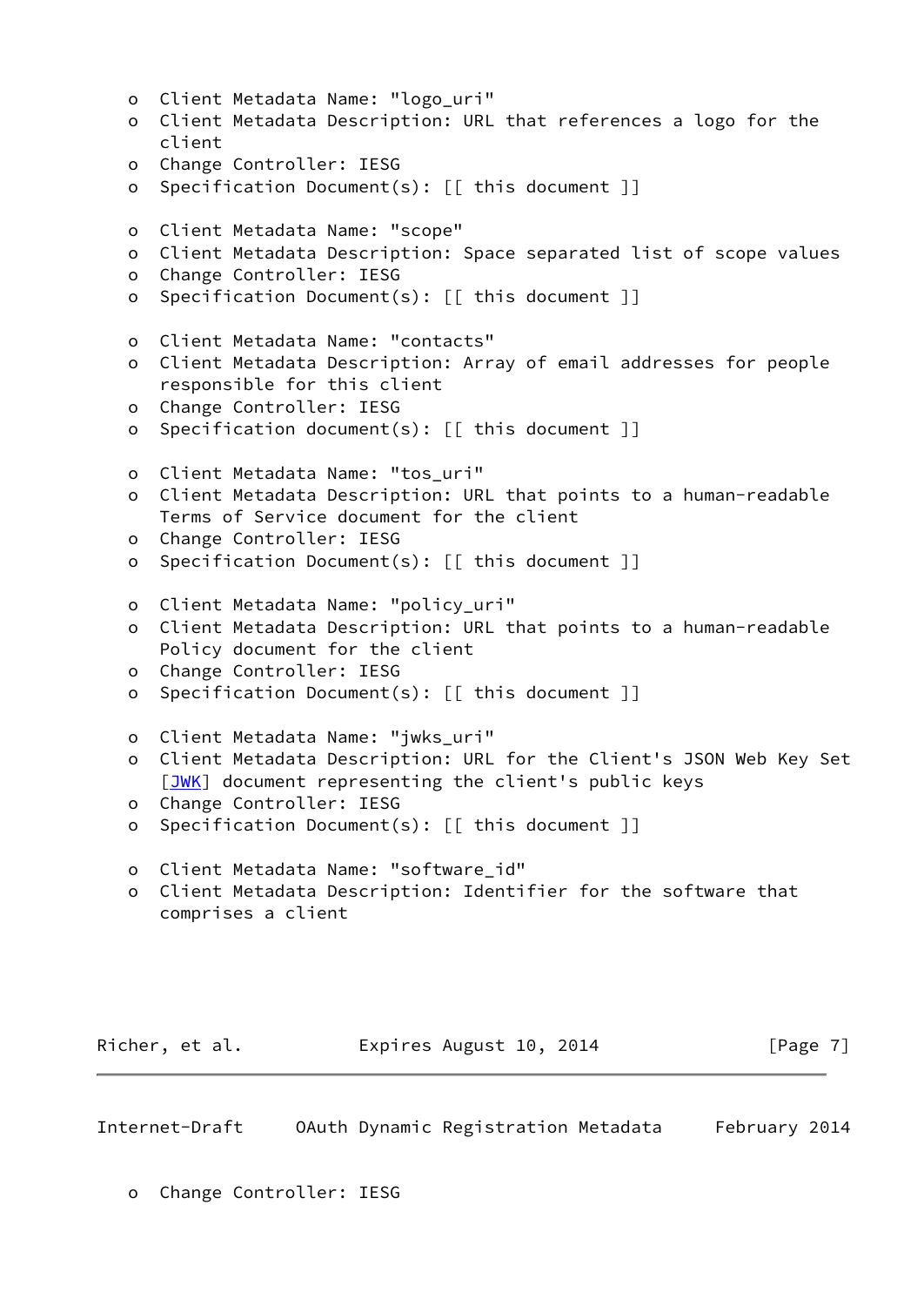- Client Metadata Name: "logo_uri"
- Client Metadata Description: URL that references a logo for the client
- Change Controller: IESG
- Specification Document(s): [[ this document ]]

- Client Metadata Name: "scope"
- Client Metadata Description: Space separated list of scope values
- Change Controller: IESG
- Specification Document(s): [[ this document ]]

- Client Metadata Name: "contacts"
- Client Metadata Description: Array of email addresses for people responsible for this client
- Change Controller: IESG
- Specification document(s): [[ this document ]]

- Client Metadata Name: "tos_uri"
- Client Metadata Description: URL that points to a human-readable Terms of Service document for the client
- Change Controller: IESG
- Specification Document(s): [[ this document ]]

- Client Metadata Name: "policy_uri"
- Client Metadata Description: URL that points to a human-readable Policy document for the client
- Change Controller: IESG
- Specification Document(s): [[ this document ]]

- Client Metadata Name: "jwks_uri"
- Client Metadata Description: URL for the Client's JSON Web Key Set [JWK] document representing the client's public keys
- Change Controller: IESG
- Specification Document(s): [[ this document ]]

- Client Metadata Name: "software_id"
- Client Metadata Description: Identifier for the software that comprises a client
- Change Controller: IESG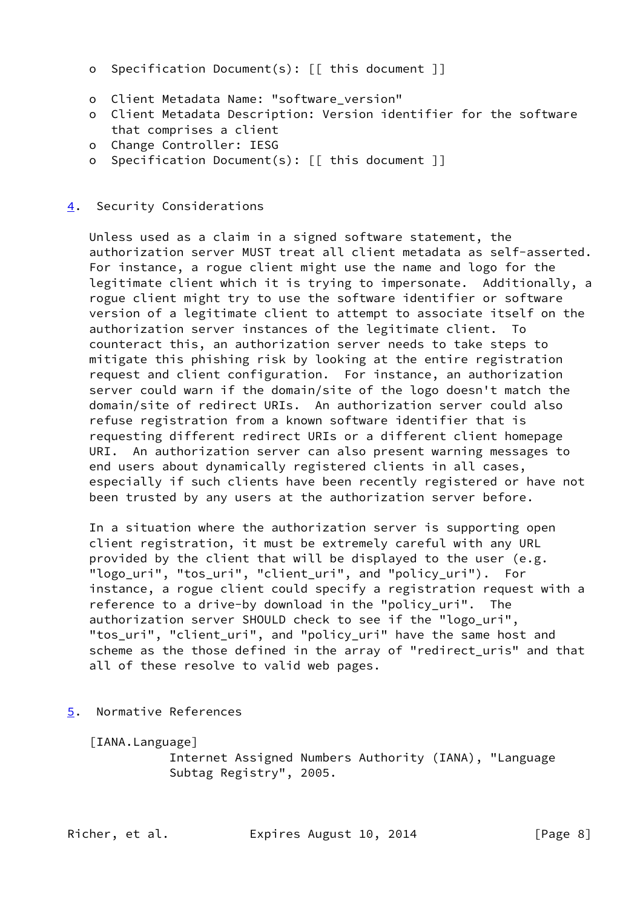- Specification Document(s): [[ this document ]]

- Client Metadata Name: "software_version"
- Client Metadata Description: Version identifier for the software that comprises a client
- Change Controller: IESG
- Specification Document(s): [[ this document ]]

## 4. Security Considerations

Unless used as a claim in a signed software statement, the authorization server MUST treat all client metadata as self-asserted. For instance, a rogue client might use the name and logo for the legitimate client which it is trying to impersonate. Additionally, a rogue client might try to use the software identifier or software version of a legitimate client to attempt to associate itself on the authorization server instances of the legitimate client. To counteract this, an authorization server needs to take steps to mitigate this phishing risk by looking at the entire registration request and client configuration. For instance, an authorization server could warn if the domain/site of the logo doesn't match the domain/site of redirect URIs. An authorization server could also refuse registration from a known software identifier that is requesting different redirect URIs or a different client homepage URI. An authorization server can also present warning messages to end users about dynamically registered clients in all cases, especially if such clients have been recently registered or have not been trusted by any users at the authorization server before.

In a situation where the authorization server is supporting open client registration, it must be extremely careful with any URL provided by the client that will be displayed to the user (e.g. "logo_uri", "tos_uri", "client_uri", and "policy_uri"). For instance, a rogue client could specify a registration request with a reference to a drive-by download in the "policy_uri". The authorization server SHOULD check to see if the "logo_uri", "tos_uri", "client_uri", and "policy_uri" have the same host and scheme as the those defined in the array of "redirect_uris" and that all of these resolve to valid web pages.

## 5. Normative References

[IANA.Language]
Internet Assigned Numbers Authority (IANA), "Language Subtag Registry", 2005.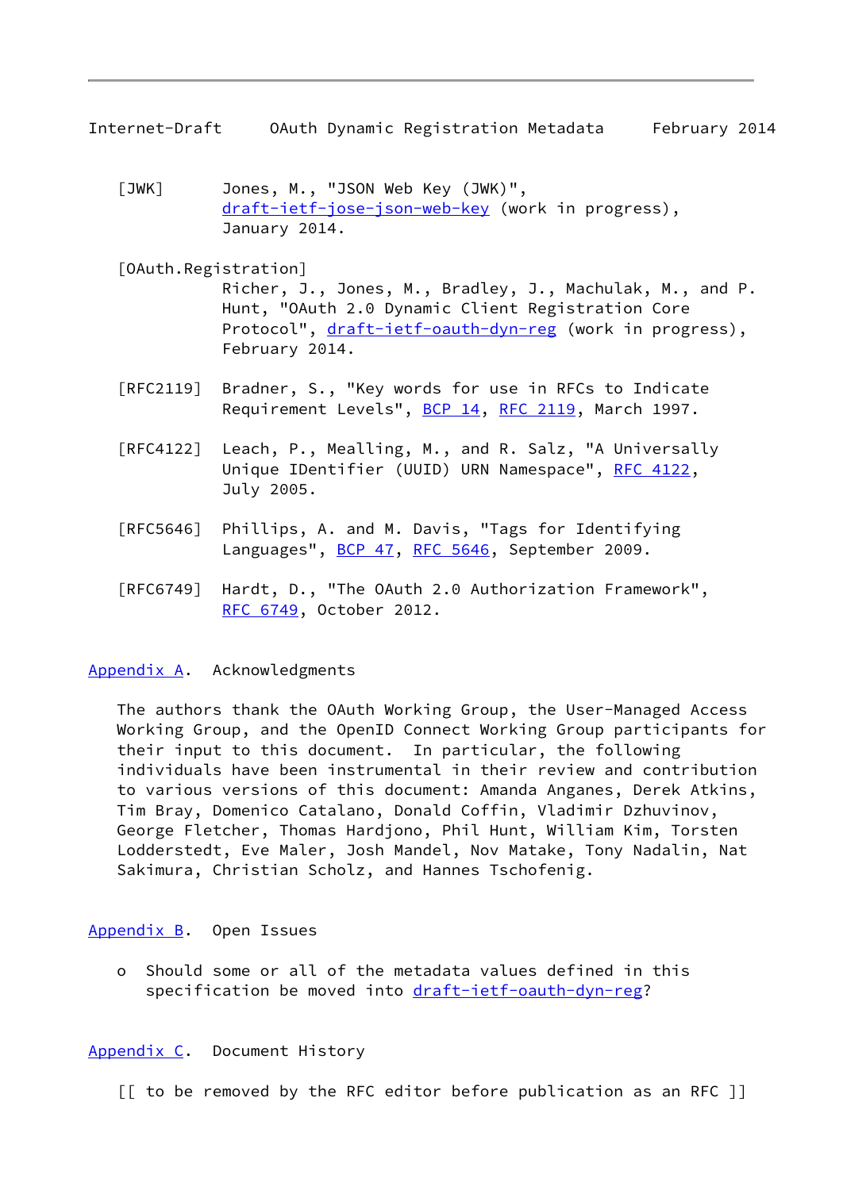[JWK] Jones, M., "JSON Web Key (JWK)", draft-ietf-jose-json-web-key (work in progress), January 2014.

[OAuth.Registration] Richer, J., Jones, M., Bradley, J., Machulak, M., and P. Hunt, "OAuth 2.0 Dynamic Client Registration Core Protocol", draft-ietf-oauth-dyn-reg (work in progress), February 2014.

[RFC2119] Bradner, S., "Key words for use in RFCs to Indicate Requirement Levels", BCP 14, RFC 2119, March 1997.

[RFC4122] Leach, P., Mealling, M., and R. Salz, "A Universally Unique IDentifier (UUID) URN Namespace", RFC 4122, July 2005.

[RFC5646] Phillips, A. and M. Davis, "Tags for Identifying Languages", BCP 47, RFC 5646, September 2009.

[RFC6749] Hardt, D., "The OAuth 2.0 Authorization Framework", RFC 6749, October 2012.

## Appendix A. Acknowledgments

The authors thank the OAuth Working Group, the User-Managed Access Working Group, and the OpenID Connect Working Group participants for their input to this document. In particular, the following individuals have been instrumental in their review and contribution to various versions of this document: Amanda Anganes, Derek Atkins, Tim Bray, Domenico Catalano, Donald Coffin, Vladimir Dzhuvinov, George Fletcher, Thomas Hardjono, Phil Hunt, William Kim, Torsten Lodderstedt, Eve Maler, Josh Mandel, Nov Matake, Tony Nadalin, Nat Sakimura, Christian Scholz, and Hannes Tschofenig.

## Appendix B. Open Issues

- Should some or all of the metadata values defined in this specification be moved into draft-ietf-oauth-dyn-reg?

## Appendix C. Document History

[[ to be removed by the RFC editor before publication as an RFC ]]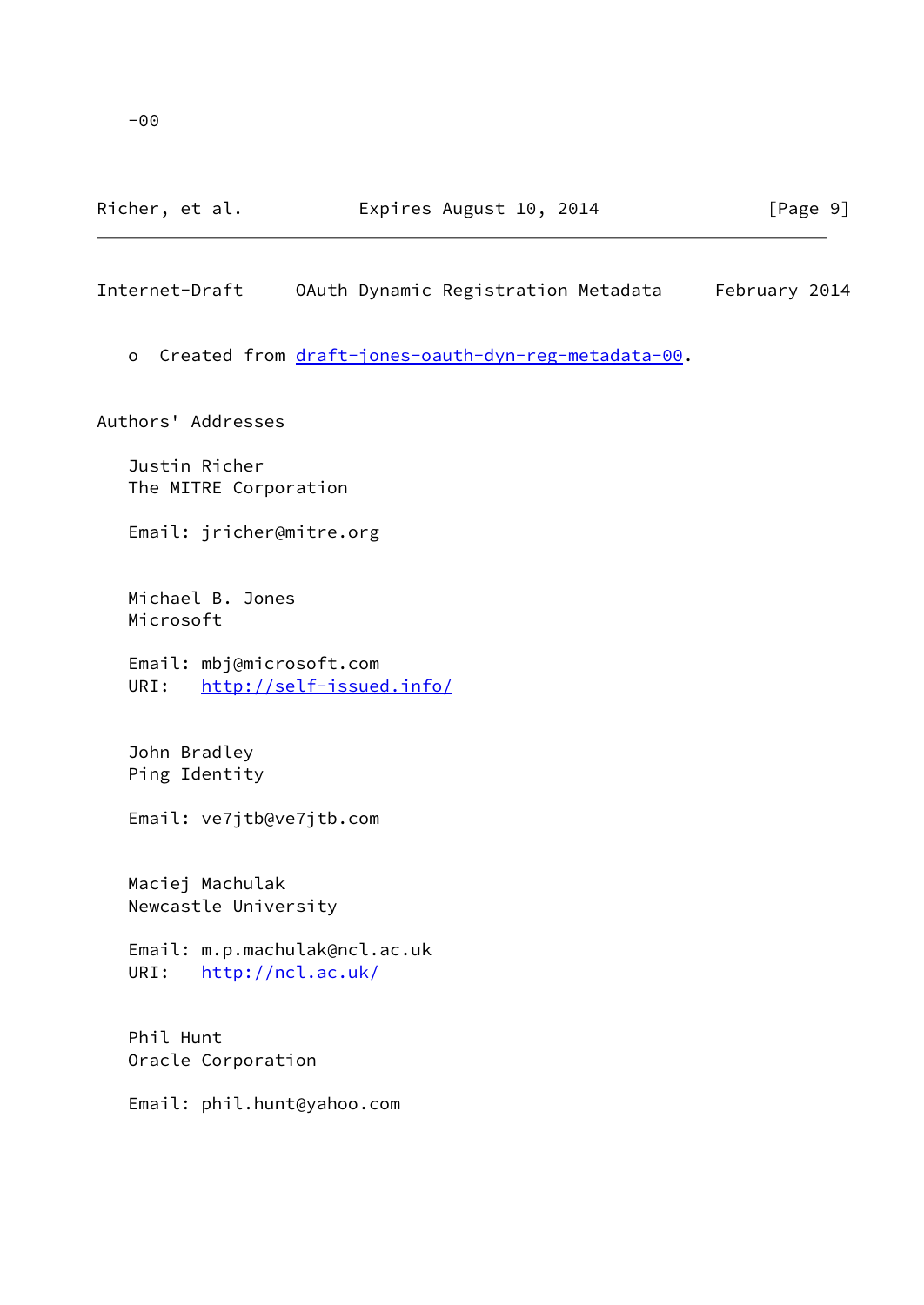-00

o  Created from draft-jones-oauth-dyn-reg-metadata-00.

## Authors' Addresses

Justin Richer
The MITRE Corporation

Email: jricher@mitre.org

Michael B. Jones
Microsoft

Email: mbj@microsoft.com
URI:   http://self-issued.info/

John Bradley
Ping Identity

Email: ve7jtb@ve7jtb.com

Maciej Machulak
Newcastle University

Email: m.p.machulak@ncl.ac.uk
URI:   http://ncl.ac.uk/

Phil Hunt
Oracle Corporation

Email: phil.hunt@yahoo.com